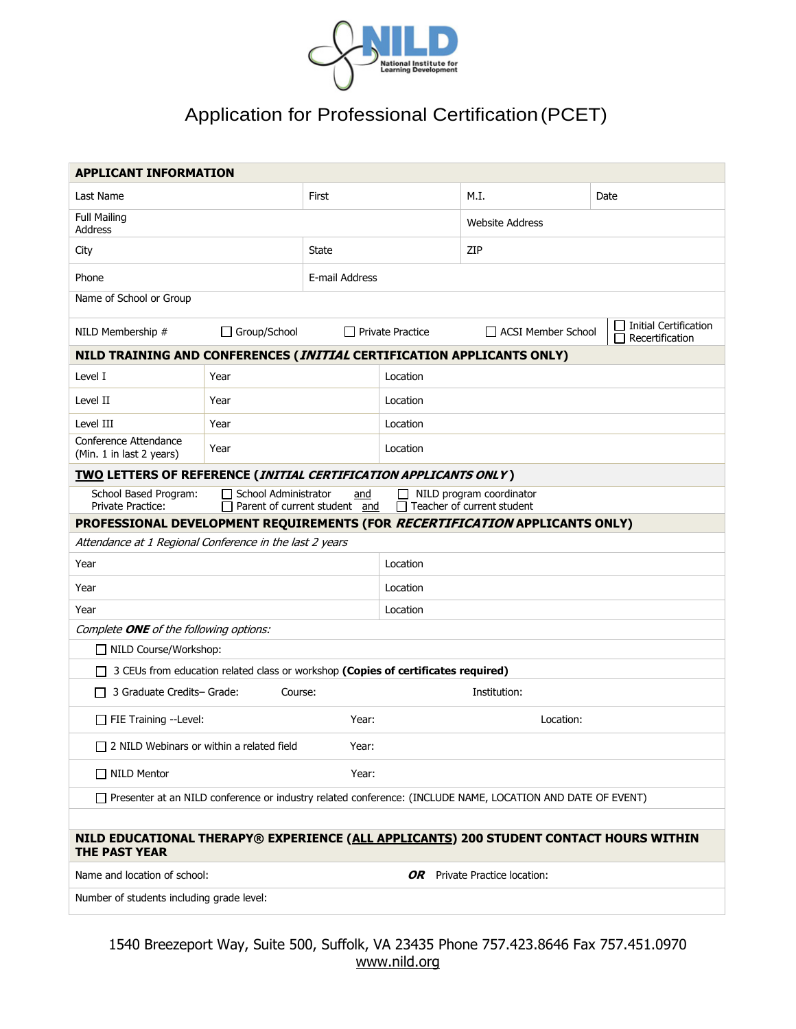NILD National Institute for Learning Development

# Application for Professional Certification (PCET)

| **APPLICANT INFORMATION** | | | |
|---|---|---|---|
| Last Name | First | M.I. | Date |
| Full Mailing Address | | Website Address | |
| City | State | ZIP | |
| Phone | E-mail Address | | |
| Name of School or Group | | | |
| NILD Membership # ☐ Group/School | ☐ Private Practice | ☐ ACSI Member School | ☐ Initial Certification ☐ Recertification |

| **NILD TRAINING AND CONFERENCES (*INITIAL* CERTIFICATION APPLICANTS ONLY)** | | |
|---|---|---|
| Level I | Year | Location |
| Level II | Year | Location |
| Level III | Year | Location |
| Conference Attendance (Min. 1 in last 2 years) | Year | Location |

**TWO LETTERS OF REFERENCE (*INITIAL CERTIFICATION APPLICANTS ONLY*)**

School Based Program: ☐ School Administrator and ☐ NILD program coordinator
Private Practice: ☐ Parent of current student and ☐ Teacher of current student

| **PROFESSIONAL DEVELOPMENT REQUIREMENTS (FOR *RECERTIFICATION* APPLICANTS ONLY)** | |
|---|---|
| *Attendance at 1 Regional Conference in the last 2 years* | |
| Year | Location |
| Year | Location |
| Year | Location |

*Complete **ONE** of the following options:*

- ☐ NILD Course/Workshop:
- ☐ 3 CEUs from education related class or workshop **(Copies of certificates required)**
- ☐ 3 Graduate Credits– Grade: Course: Institution:
- ☐ FIE Training --Level: Year: Location:
- ☐ 2 NILD Webinars or within a related field Year:
- ☐ NILD Mentor Year:
- ☐ Presenter at an NILD conference or industry related conference: (INCLUDE NAME, LOCATION AND DATE OF EVENT)

**NILD EDUCATIONAL THERAPY® EXPERIENCE (ALL APPLICANTS) 200 STUDENT CONTACT HOURS WITHIN THE PAST YEAR**

| Name and location of school: | ***OR*** Private Practice location: |
|---|---|
| Number of students including grade level: | |

1540 Breezeport Way, Suite 500, Suffolk, VA 23435 Phone 757.423.8646 Fax 757.451.0970
www.nild.org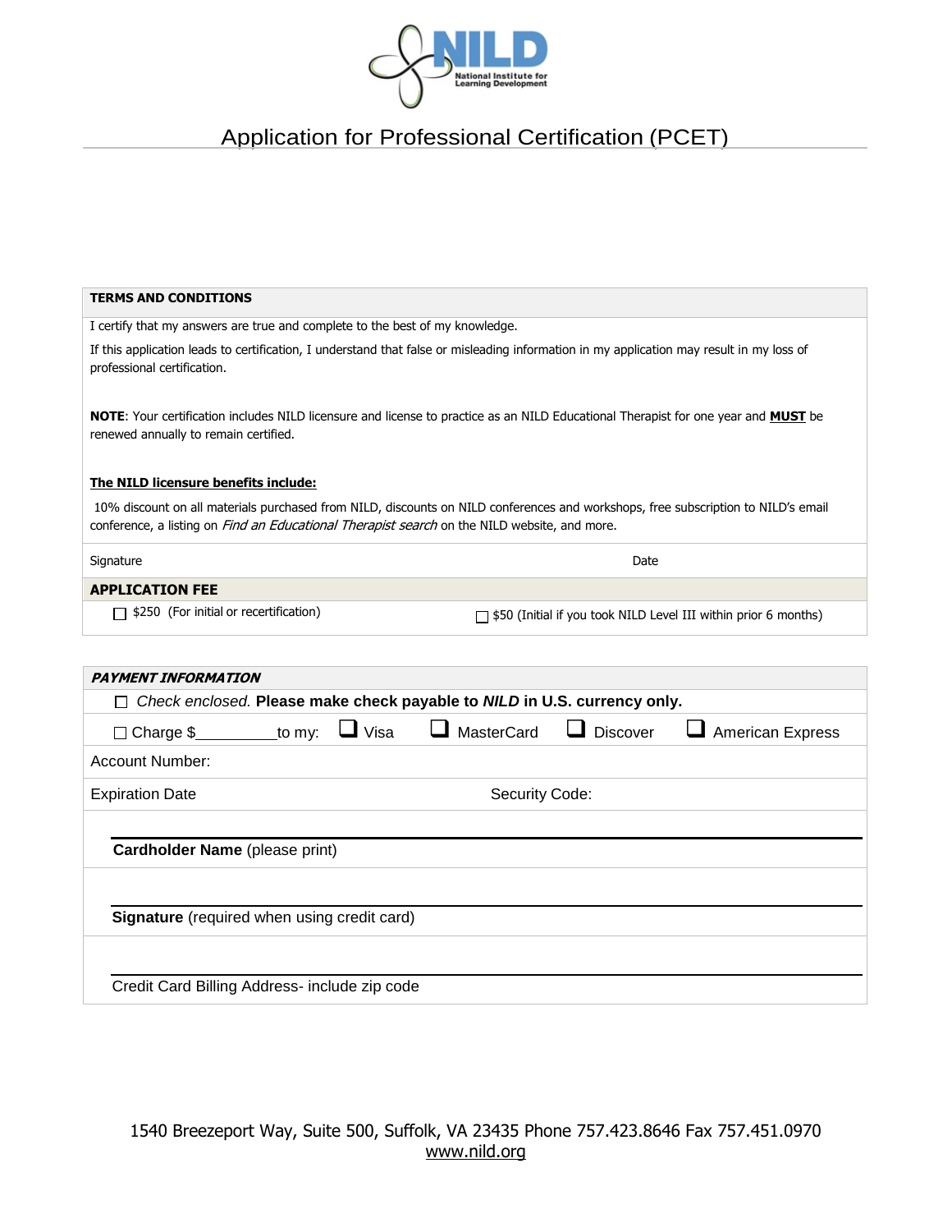NILD

National Institute for Learning Development

# Application for Professional Certification (PCET)

## TERMS AND CONDITIONS

I certify that my answers are true and complete to the best of my knowledge.

If this application leads to certification, I understand that false or misleading information in my application may result in my loss of professional certification.

**NOTE**: Your certification includes NILD licensure and license to practice as an NILD Educational Therapist for one year and **MUST** be renewed annually to remain certified.

**The NILD licensure benefits include:**

10% discount on all materials purchased from NILD, discounts on NILD conferences and workshops, free subscription to NILD's email conference, a listing on *Find an Educational Therapist search* on the NILD website, and more.

Signature Date

## APPLICATION FEE

☐ $250 (For initial or recertification)

☐ $50 (Initial if you took NILD Level III within prior 6 months)

## *PAYMENT INFORMATION*

☐ *Check enclosed.* **Please make check payable to *NILD* in U.S. currency only.**

☐ Charge $__________ to my: ☐ Visa ☐ MasterCard ☐ Discover ☐ American Express

Account Number:

Expiration Date Security Code:

**Cardholder Name** (please print)

**Signature** (required when using credit card)

Credit Card Billing Address- include zip code

1540 Breezeport Way, Suite 500, Suffolk, VA 23435 Phone 757.423.8646 Fax 757.451.0970
www.nild.org